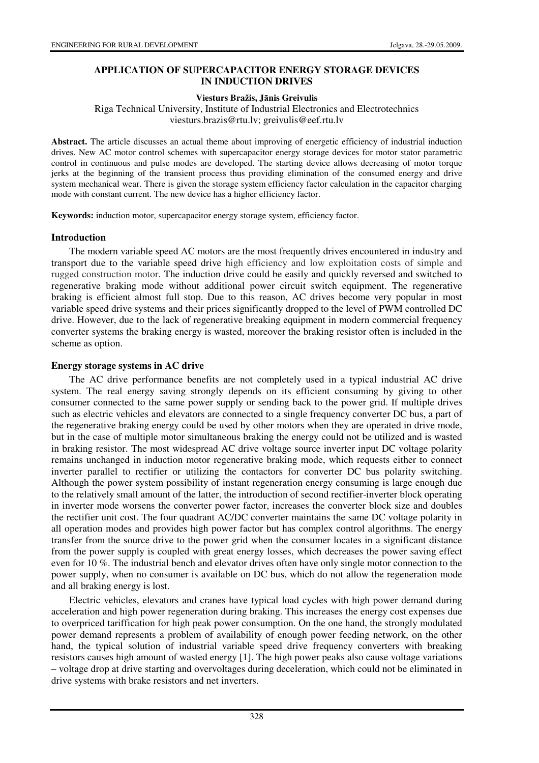# APPLICATION OF SUPERCAPACITOR ENERGY STORAGE DEVICES IN INDUCTION DRIVES

**Viesturs Bražis, Jānis Greivulis**

Riga Technical University, Institute of Industrial Electronics and Electrotechnics
viesturs.brazis@rtu.lv; greivulis@eef.rtu.lv

**Abstract.** The article discusses an actual theme about improving of energetic efficiency of industrial induction drives. New AC motor control schemes with supercapacitor energy storage devices for motor stator parametric control in continuous and pulse modes are developed. The starting device allows decreasing of motor torque jerks at the beginning of the transient process thus providing elimination of the consumed energy and drive system mechanical wear. There is given the storage system efficiency factor calculation in the capacitor charging mode with constant current. The new device has a higher efficiency factor.

**Keywords:** induction motor, supercapacitor energy storage system, efficiency factor.

## Introduction

The modern variable speed AC motors are the most frequently drives encountered in industry and transport due to the variable speed drive high efficiency and low exploitation costs of simple and rugged construction motor. The induction drive could be easily and quickly reversed and switched to regenerative braking mode without additional power circuit switch equipment. The regenerative braking is efficient almost full stop. Due to this reason, AC drives become very popular in most variable speed drive systems and their prices significantly dropped to the level of PWM controlled DC drive. However, due to the lack of regenerative breaking equipment in modern commercial frequency converter systems the braking energy is wasted, moreover the braking resistor often is included in the scheme as option.

## Energy storage systems in AC drive

The AC drive performance benefits are not completely used in a typical industrial AC drive system. The real energy saving strongly depends on its efficient consuming by giving to other consumer connected to the same power supply or sending back to the power grid. If multiple drives such as electric vehicles and elevators are connected to a single frequency converter DC bus, a part of the regenerative braking energy could be used by other motors when they are operated in drive mode, but in the case of multiple motor simultaneous braking the energy could not be utilized and is wasted in braking resistor. The most widespread AC drive voltage source inverter input DC voltage polarity remains unchanged in induction motor regenerative braking mode, which requests either to connect inverter parallel to rectifier or utilizing the contactors for converter DC bus polarity switching. Although the power system possibility of instant regeneration energy consuming is large enough due to the relatively small amount of the latter, the introduction of second rectifier-inverter block operating in inverter mode worsens the converter power factor, increases the converter block size and doubles the rectifier unit cost. The four quadrant AC/DC converter maintains the same DC voltage polarity in all operation modes and provides high power factor but has complex control algorithms. The energy transfer from the source drive to the power grid when the consumer locates in a significant distance from the power supply is coupled with great energy losses, which decreases the power saving effect even for 10 %. The industrial bench and elevator drives often have only single motor connection to the power supply, when no consumer is available on DC bus, which do not allow the regeneration mode and all braking energy is lost.

Electric vehicles, elevators and cranes have typical load cycles with high power demand during acceleration and high power regeneration during braking. This increases the energy cost expenses due to overpriced tariffication for high peak power consumption. On the one hand, the strongly modulated power demand represents a problem of availability of enough power feeding network, on the other hand, the typical solution of industrial variable speed drive frequency converters with breaking resistors causes high amount of wasted energy [1]. The high power peaks also cause voltage variations – voltage drop at drive starting and overvoltages during deceleration, which could not be eliminated in drive systems with brake resistors and net inverters.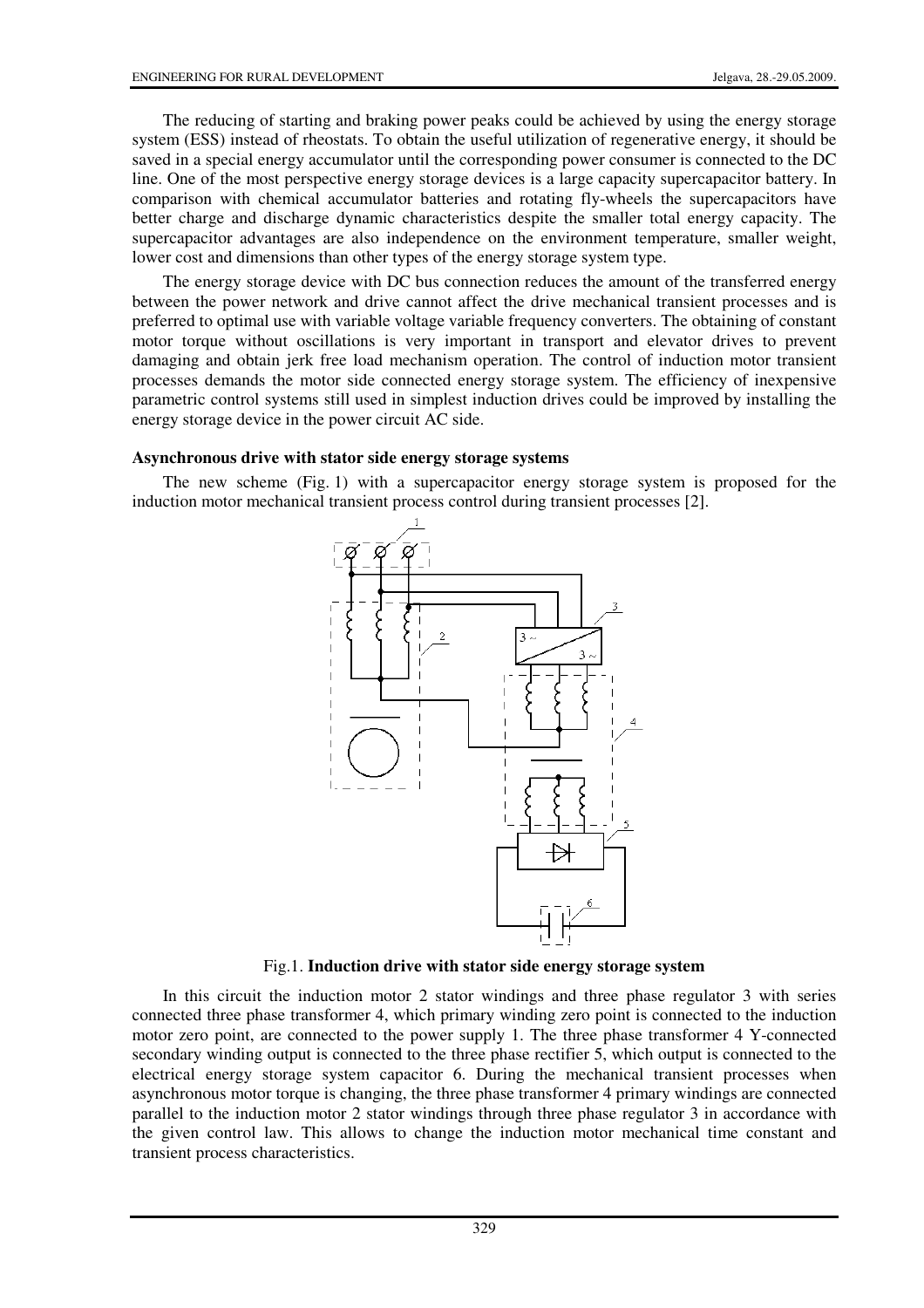The reducing of starting and braking power peaks could be achieved by using the energy storage system (ESS) instead of rheostats. To obtain the useful utilization of regenerative energy, it should be saved in a special energy accumulator until the corresponding power consumer is connected to the DC line. One of the most perspective energy storage devices is a large capacity supercapacitor battery. In comparison with chemical accumulator batteries and rotating fly-wheels the supercapacitors have better charge and discharge dynamic characteristics despite the smaller total energy capacity. The supercapacitor advantages are also independence on the environment temperature, smaller weight, lower cost and dimensions than other types of the energy storage system type.

The energy storage device with DC bus connection reduces the amount of the transferred energy between the power network and drive cannot affect the drive mechanical transient processes and is preferred to optimal use with variable voltage variable frequency converters. The obtaining of constant motor torque without oscillations is very important in transport and elevator drives to prevent damaging and obtain jerk free load mechanism operation. The control of induction motor transient processes demands the motor side connected energy storage system. The efficiency of inexpensive parametric control systems still used in simplest induction drives could be improved by installing the energy storage device in the power circuit AC side.

**Asynchronous drive with stator side energy storage systems**

The new scheme (Fig. 1) with a supercapacitor energy storage system is proposed for the induction motor mechanical transient process control during transient processes [2].

Fig.1. **Induction drive with stator side energy storage system**

In this circuit the induction motor 2 stator windings and three phase regulator 3 with series connected three phase transformer 4, which primary winding zero point is connected to the induction motor zero point, are connected to the power supply 1. The three phase transformer 4 Y-connected secondary winding output is connected to the three phase rectifier 5, which output is connected to the electrical energy storage system capacitor 6. During the mechanical transient processes when asynchronous motor torque is changing, the three phase transformer 4 primary windings are connected parallel to the induction motor 2 stator windings through three phase regulator 3 in accordance with the given control law. This allows to change the induction motor mechanical time constant and transient process characteristics.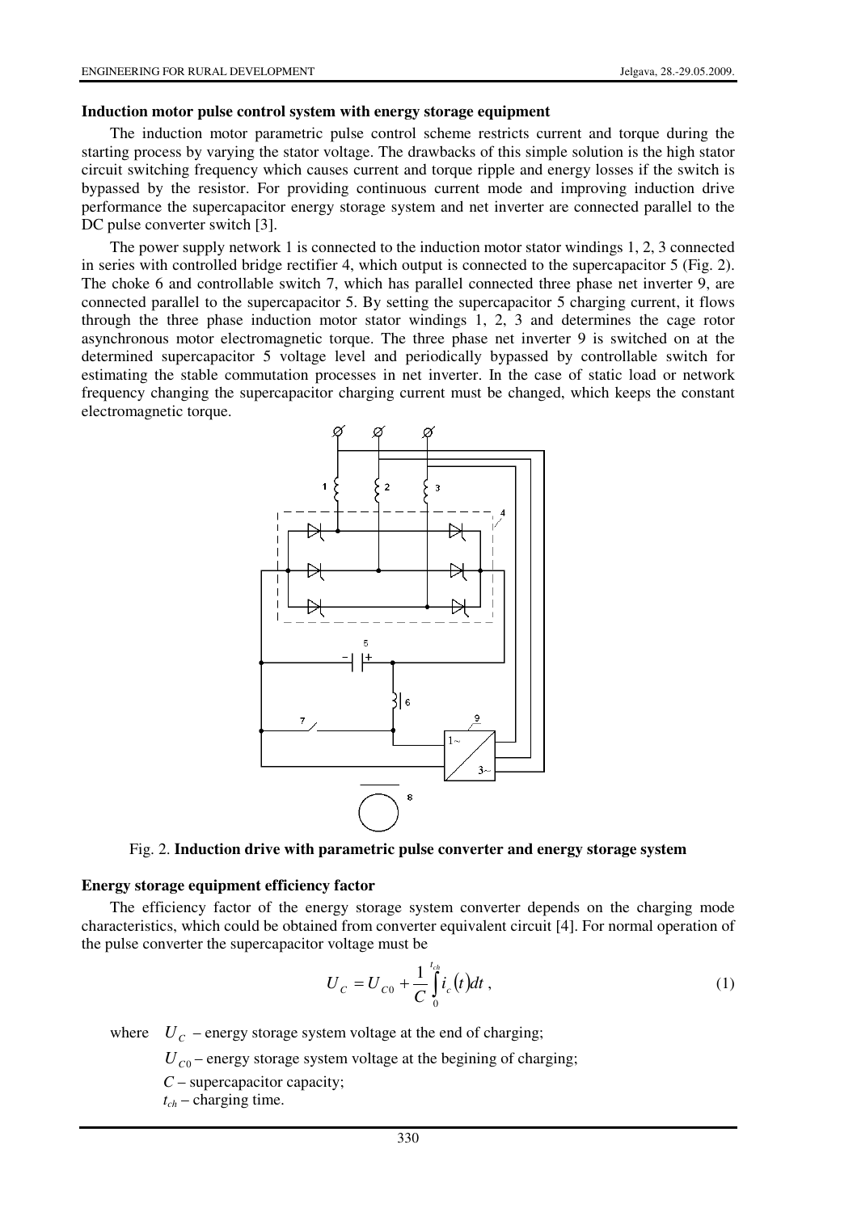**Induction motor pulse control system with energy storage equipment**

The induction motor parametric pulse control scheme restricts current and torque during the starting process by varying the stator voltage. The drawbacks of this simple solution is the high stator circuit switching frequency which causes current and torque ripple and energy losses if the switch is bypassed by the resistor. For providing continuous current mode and improving induction drive performance the supercapacitor energy storage system and net inverter are connected parallel to the DC pulse converter switch [3].

The power supply network 1 is connected to the induction motor stator windings 1, 2, 3 connected in series with controlled bridge rectifier 4, which output is connected to the supercapacitor 5 (Fig. 2). The choke 6 and controllable switch 7, which has parallel connected three phase net inverter 9, are connected parallel to the supercapacitor 5. By setting the supercapacitor 5 charging current, it flows through the three phase induction motor stator windings 1, 2, 3 and determines the cage rotor asynchronous motor electromagnetic torque. The three phase net inverter 9 is switched on at the determined supercapacitor 5 voltage level and periodically bypassed by controllable switch for estimating the stable commutation processes in net inverter. In the case of static load or network frequency changing the supercapacitor charging current must be changed, which keeps the constant electromagnetic torque.

Fig. 2. **Induction drive with parametric pulse converter and energy storage system**

**Energy storage equipment efficiency factor**

The efficiency factor of the energy storage system converter depends on the charging mode characteristics, which could be obtained from converter equivalent circuit [4]. For normal operation of the pulse converter the supercapacitor voltage must be

$$U_C = U_{C0} + \frac{1}{C}\int_0^{t_{ch}} i_c(t)dt, \tag{1}$$

where $U_C$ – energy storage system voltage at the end of charging;

$U_{C0}$ – energy storage system voltage at the begining of charging;

$C$ – supercapacitor capacity;

$t_{ch}$ – charging time.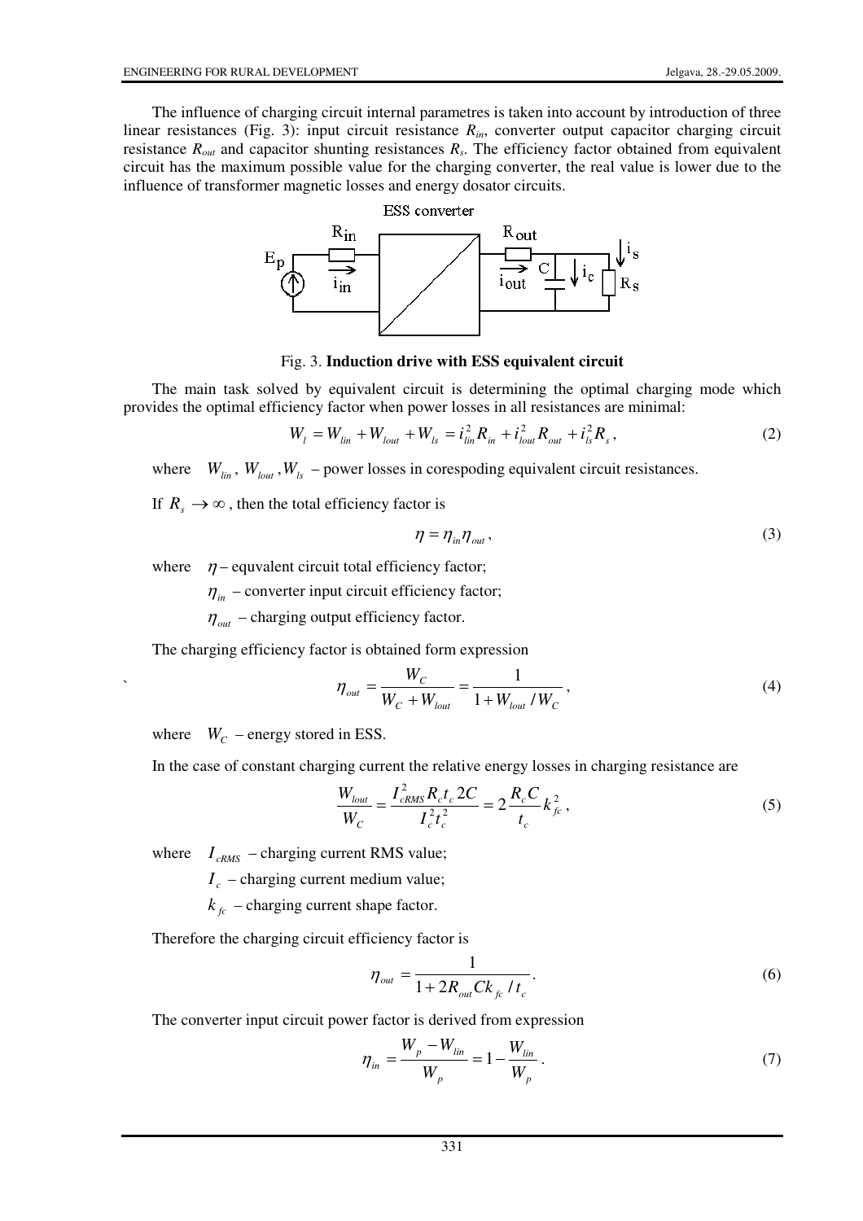The influence of charging circuit internal parametres is taken into account by introduction of three linear resistances (Fig. 3): input circuit resistance $R_{in}$, converter output capacitor charging circuit resistance $R_{out}$ and capacitor shunting resistances $R_s$. The efficiency factor obtained from equivalent circuit has the maximum possible value for the charging converter, the real value is lower due to the influence of transformer magnetic losses and energy dosator circuits.

Fig. 3. **Induction drive with ESS equivalent circuit**

The main task solved by equivalent circuit is determining the optimal charging mode which provides the optimal efficiency factor when power losses in all resistances are minimal:

$$W_l = W_{lin} + W_{lout} + W_{ls} = i_{lin}^2 R_{in} + i_{lout}^2 R_{out} + i_{ls}^2 R_s , \tag{2}$$

where $W_{lin}$, $W_{lout}$, $W_{ls}$ – power losses in corespoding equivalent circuit resistances.

If $R_s \to \infty$, then the total efficiency factor is

$$\eta = \eta_{in} \eta_{out} , \tag{3}$$

where $\eta$ – equvalent circuit total efficiency factor;

$\eta_{in}$ – converter input circuit efficiency factor;

$\eta_{out}$ – charging output efficiency factor.

The charging efficiency factor is obtained form expression

$$\eta_{out} = \frac{W_C}{W_C + W_{lout}} = \frac{1}{1 + W_{lout} / W_C} , \tag{4}$$

where $W_C$ – energy stored in ESS.

In the case of constant charging current the relative energy losses in charging resistance are

$$\frac{W_{lout}}{W_C} = \frac{I_{cRMS}^2 R_c t_c 2C}{I_c^2 t_c^2} = 2 \frac{R_c C}{t_c} k_{fc}^2 , \tag{5}$$

where $I_{cRMS}$ – charging current RMS value;

$I_c$ – charging current medium value;

$k_{fc}$ – charging current shape factor.

Therefore the charging circuit efficiency factor is

$$\eta_{out} = \frac{1}{1 + 2 R_{out} C k_{fc} / t_c} . \tag{6}$$

The converter input circuit power factor is derived from expression

$$\eta_{in} = \frac{W_p - W_{lin}}{W_p} = 1 - \frac{W_{lin}}{W_p} . \tag{7}$$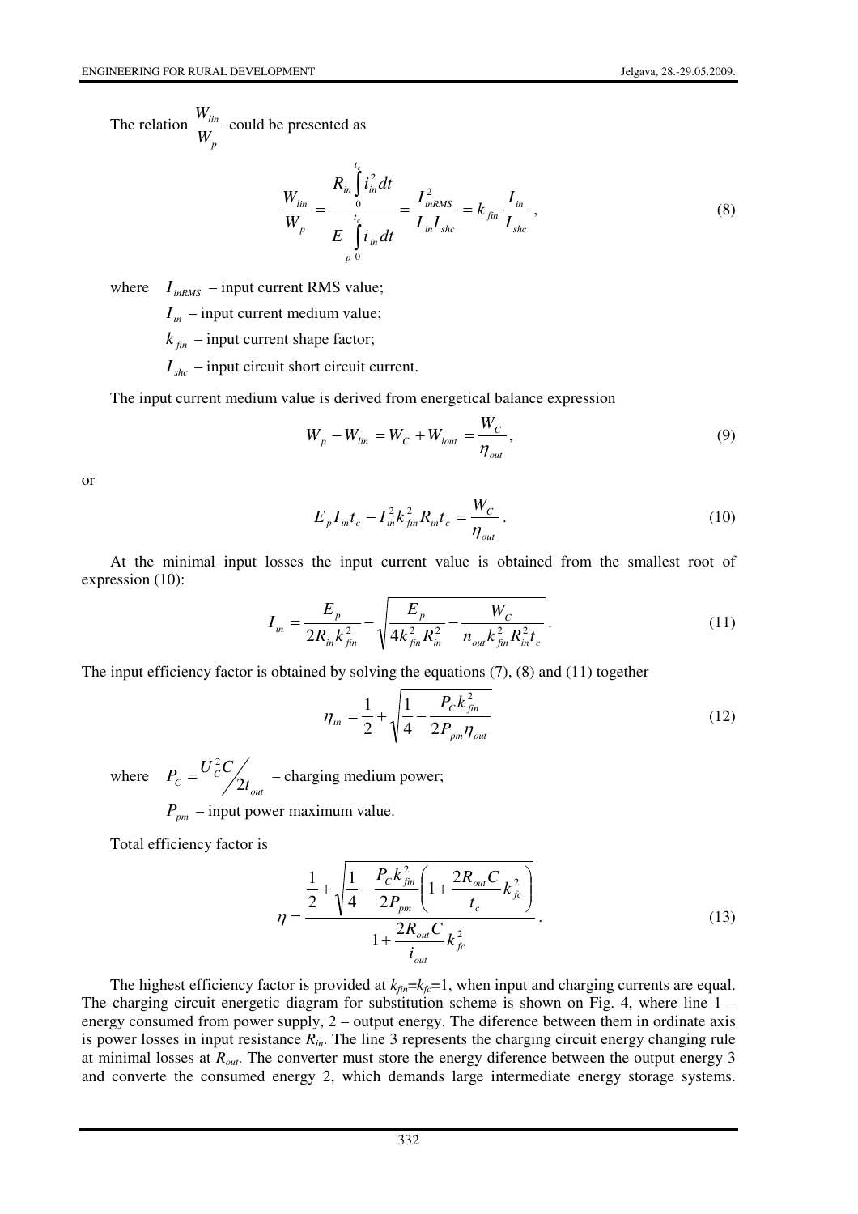The relation $\frac{W_{lin}}{W_p}$ could be presented as

$$\frac{W_{lin}}{W_p} = \frac{R_{in}\int_0^{t_c} i_{in}^2 dt}{E_p \int_0^{t_c} i_{in} dt} = \frac{I_{inRMS}^2}{I_{in} I_{shc}} = k_{fin}\frac{I_{in}}{I_{shc}}, \tag{8}$$

where $I_{inRMS}$ – input current RMS value;

$I_{in}$ – input current medium value;

$k_{fin}$ – input current shape factor;

$I_{shc}$ – input circuit short circuit current.

The input current medium value is derived from energetical balance expression

$$W_p - W_{lin} = W_C + W_{lout} = \frac{W_C}{\eta_{out}}, \tag{9}$$

or

$$E_p I_{in} t_c - I_{in}^2 k_{fin}^2 R_{in} t_c = \frac{W_C}{\eta_{out}}. \tag{10}$$

At the minimal input losses the input current value is obtained from the smallest root of expression (10):

$$I_{in} = \frac{E_p}{2R_{in}k_{fin}^2} - \sqrt{\frac{E_p}{4k_{fin}^2 R_{in}^2} - \frac{W_C}{n_{out}k_{fin}^2 R_{in}^2 t_c}}. \tag{11}$$

The input efficiency factor is obtained by solving the equations (7), (8) and (11) together

$$\eta_{in} = \frac{1}{2} + \sqrt{\frac{1}{4} - \frac{P_C k_{fin}^2}{2P_{pm}\eta_{out}}} \tag{12}$$

where $P_C = U_C^2 C / 2t_{out}$ – charging medium power;

$P_{pm}$ – input power maximum value.

Total efficiency factor is

$$\eta = \frac{\frac{1}{2} + \sqrt{\frac{1}{4} - \frac{P_C k_{fin}^2}{2P_{pm}}\left(1 + \frac{2R_{out}C}{t_c}k_{fc}^2\right)}}{1 + \frac{2R_{out}C}{i_{out}}k_{fc}^2}. \tag{13}$$

The highest efficiency factor is provided at $k_{fin}$=$k_{fc}$=1, when input and charging currents are equal. The charging circuit energetic diagram for substitution scheme is shown on Fig. 4, where line 1 – energy consumed from power supply, 2 – output energy. The diference between them in ordinate axis is power losses in input resistance $R_{in}$. The line 3 represents the charging circuit energy changing rule at minimal losses at $R_{out}$. The converter must store the energy diference between the output energy 3 and converte the consumed energy 2, which demands large intermediate energy storage systems.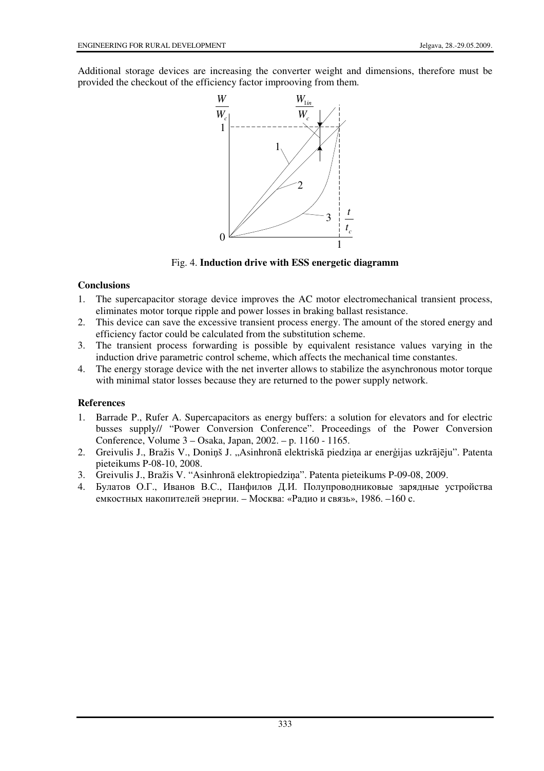Additional storage devices are increasing the converter weight and dimensions, therefore must be provided the checkout of the efficiency factor improoving from them.

$\frac{W}{W_c}$

$\frac{W_{1in}}{W_c}$

1

1

2

3

$\frac{t}{t_c}$

0

1

Fig. 4. **Induction drive with ESS energetic diagramm**

## Conclusions

1. The supercapacitor storage device improves the AC motor electromechanical transient process, eliminates motor torque ripple and power losses in braking ballast resistance.
2. This device can save the excessive transient process energy. The amount of the stored energy and efficiency factor could be calculated from the substitution scheme.
3. The transient process forwarding is possible by equivalent resistance values varying in the induction drive parametric control scheme, which affects the mechanical time constantes.
4. The energy storage device with the net inverter allows to stabilize the asynchronous motor torque with minimal stator losses because they are returned to the power supply network.

## References

1. Barrade P., Rufer A. Supercapacitors as energy buffers: a solution for elevators and for electric busses supply// "Power Conversion Conference". Proceedings of the Power Conversion Conference, Volume 3 – Osaka, Japan, 2002. – p. 1160 - 1165.
2. Greivulis J., Bražis V., Doniņš J. „Asinhronā elektriskā piedziņa ar enerģijas uzkrājēju". Patenta pieteikums P-08-10, 2008.
3. Greivulis J., Bražis V. "Asinhronā elektropiedziņa". Patenta pieteikums P-09-08, 2009.
4. Булатов О.Г., Иванов В.С., Панфилов Д.И. Полупроводниковые зарядные устройства емкостных накопителей энергии. – Москва: «Радио и связь», 1986. –160 с.